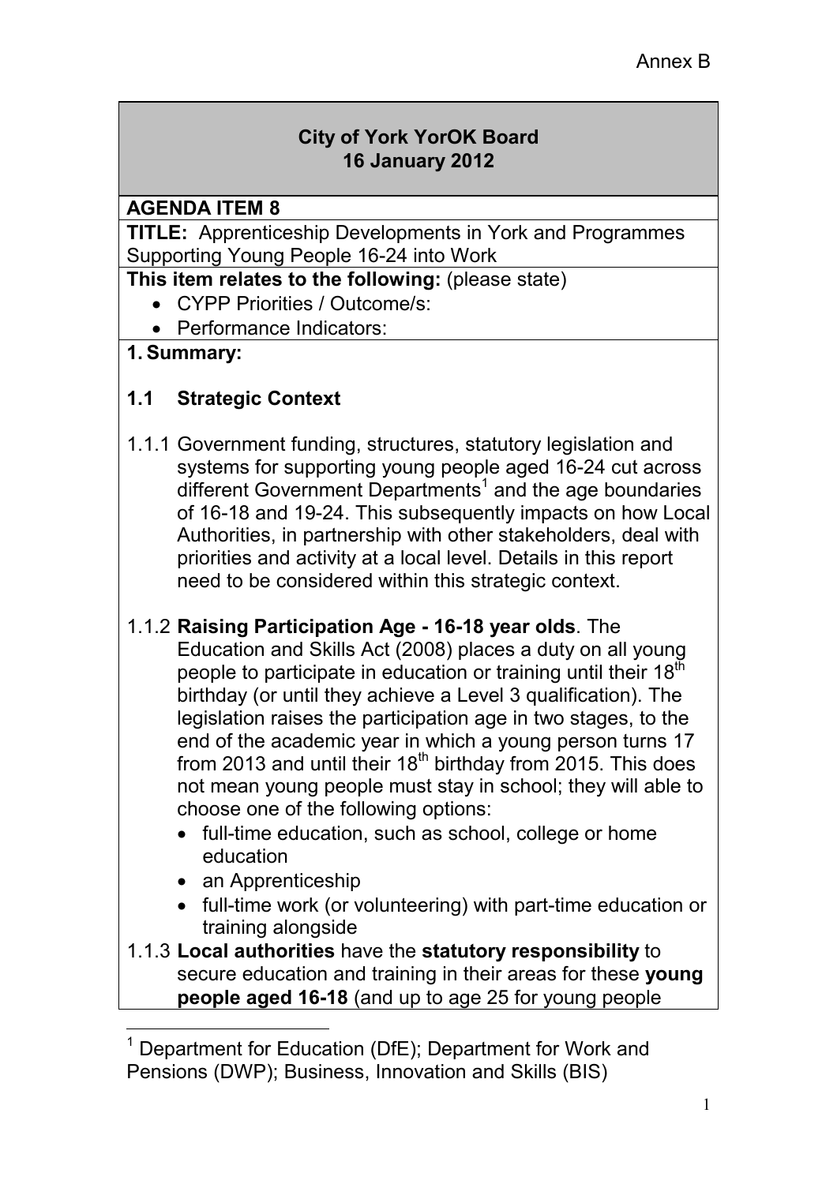Annex B

**City of York YorOK Board**
**16 January 2012**

**AGENDA ITEM 8**

**TITLE:** Apprenticeship Developments in York and Programmes Supporting Young People 16-24 into Work

**This item relates to the following:** (please state)

- CYPP Priorities / Outcome/s:
- Performance Indicators:

## 1. Summary:

### 1.1 Strategic Context

1.1.1 Government funding, structures, statutory legislation and systems for supporting young people aged 16-24 cut across different Government Departments[1] and the age boundaries of 16-18 and 19-24. This subsequently impacts on how Local Authorities, in partnership with other stakeholders, deal with priorities and activity at a local level. Details in this report need to be considered within this strategic context.

1.1.2 **Raising Participation Age - 16-18 year olds**. The Education and Skills Act (2008) places a duty on all young people to participate in education or training until their 18th birthday (or until they achieve a Level 3 qualification). The legislation raises the participation age in two stages, to the end of the academic year in which a young person turns 17 from 2013 and until their 18th birthday from 2015. This does not mean young people must stay in school; they will able to choose one of the following options:

- full-time education, such as school, college or home education
- an Apprenticeship
- full-time work (or volunteering) with part-time education or training alongside

1.1.3 **Local authorities** have the **statutory responsibility** to secure education and training in their areas for these **young people aged 16-18** (and up to age 25 for young people

---

[1] Department for Education (DfE); Department for Work and Pensions (DWP); Business, Innovation and Skills (BIS)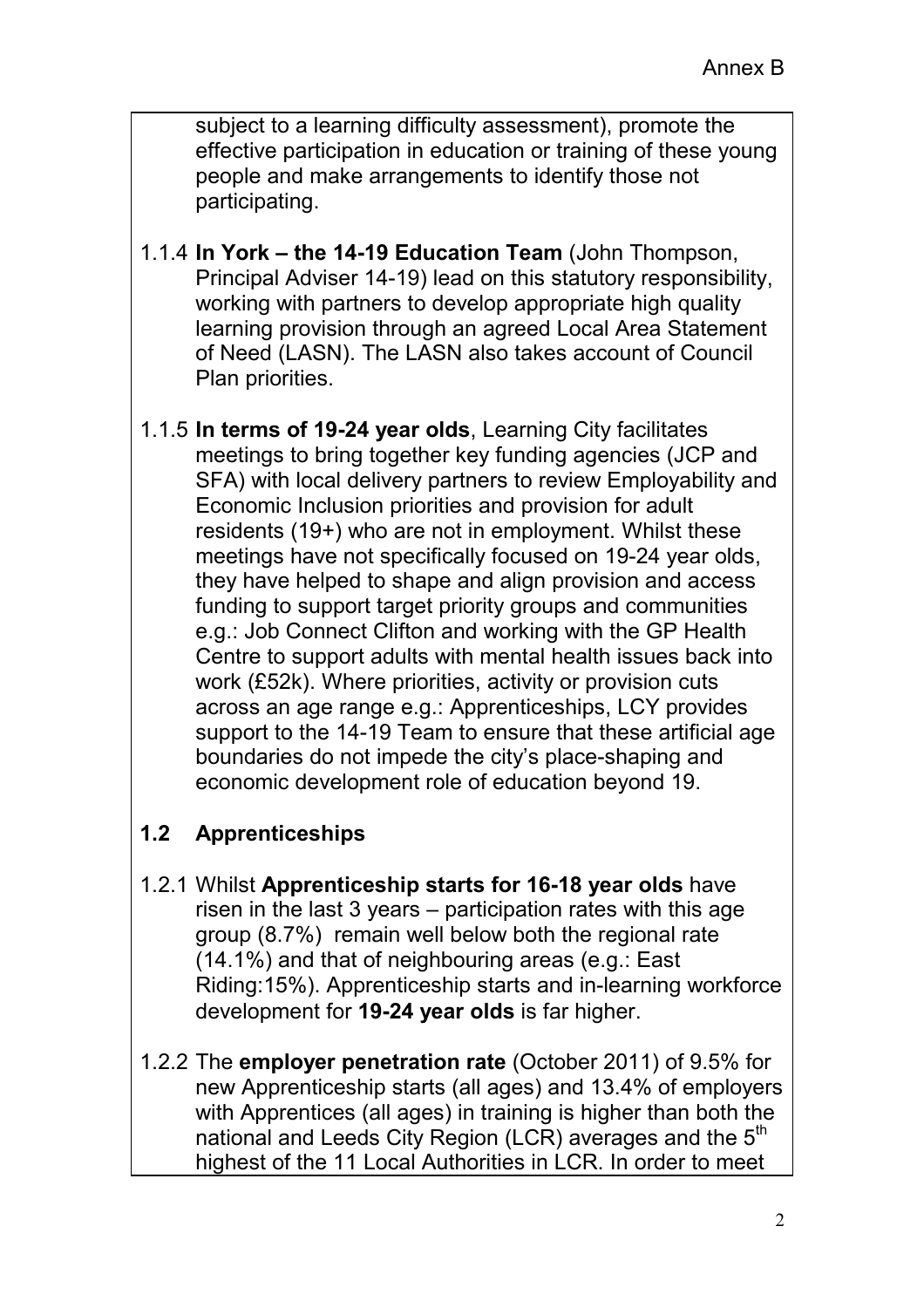subject to a learning difficulty assessment), promote the effective participation in education or training of these young people and make arrangements to identify those not participating.

1.1.4 **In York – the 14-19 Education Team** (John Thompson, Principal Adviser 14-19) lead on this statutory responsibility, working with partners to develop appropriate high quality learning provision through an agreed Local Area Statement of Need (LASN). The LASN also takes account of Council Plan priorities.

1.1.5 **In terms of 19-24 year olds**, Learning City facilitates meetings to bring together key funding agencies (JCP and SFA) with local delivery partners to review Employability and Economic Inclusion priorities and provision for adult residents (19+) who are not in employment. Whilst these meetings have not specifically focused on 19-24 year olds, they have helped to shape and align provision and access funding to support target priority groups and communities e.g.: Job Connect Clifton and working with the GP Health Centre to support adults with mental health issues back into work (£52k). Where priorities, activity or provision cuts across an age range e.g.: Apprenticeships, LCY provides support to the 14-19 Team to ensure that these artificial age boundaries do not impede the city's place-shaping and economic development role of education beyond 19.

## 1.2 Apprenticeships

1.2.1 Whilst **Apprenticeship starts for 16-18 year olds** have risen in the last 3 years – participation rates with this age group (8.7%) remain well below both the regional rate (14.1%) and that of neighbouring areas (e.g.: East Riding:15%). Apprenticeship starts and in-learning workforce development for **19-24 year olds** is far higher.

1.2.2 The **employer penetration rate** (October 2011) of 9.5% for new Apprenticeship starts (all ages) and 13.4% of employers with Apprentices (all ages) in training is higher than both the national and Leeds City Region (LCR) averages and the 5th highest of the 11 Local Authorities in LCR. In order to meet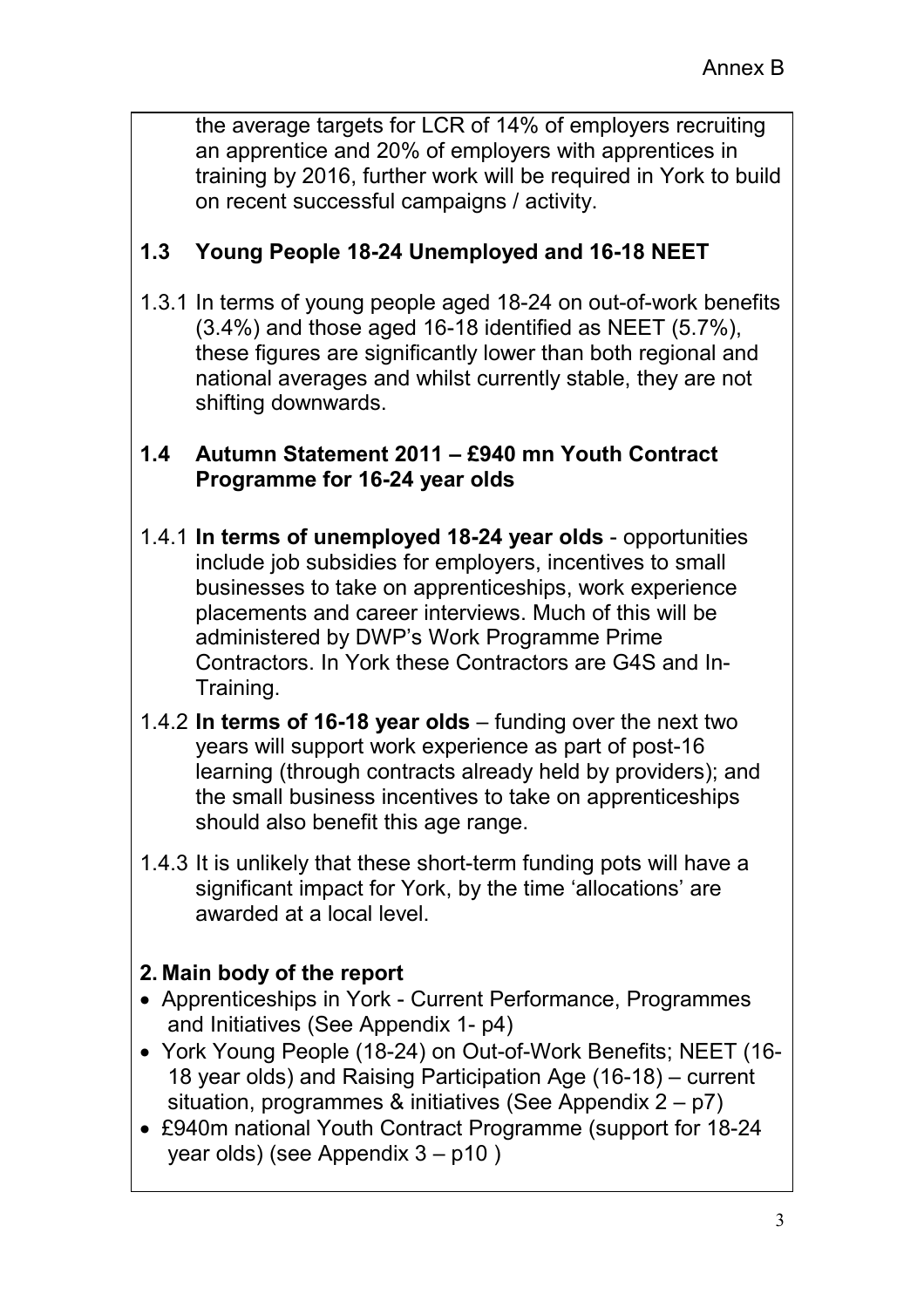the average targets for LCR of 14% of employers recruiting an apprentice and 20% of employers with apprentices in training by 2016, further work will be required in York to build on recent successful campaigns / activity.

### 1.3 Young People 18-24 Unemployed and 16-18 NEET

1.3.1 In terms of young people aged 18-24 on out-of-work benefits (3.4%) and those aged 16-18 identified as NEET (5.7%), these figures are significantly lower than both regional and national averages and whilst currently stable, they are not shifting downwards.

### 1.4 Autumn Statement 2011 – £940 mn Youth Contract Programme for 16-24 year olds

1.4.1 **In terms of unemployed 18-24 year olds** - opportunities include job subsidies for employers, incentives to small businesses to take on apprenticeships, work experience placements and career interviews. Much of this will be administered by DWP's Work Programme Prime Contractors. In York these Contractors are G4S and In-Training.

1.4.2 **In terms of 16-18 year olds** – funding over the next two years will support work experience as part of post-16 learning (through contracts already held by providers); and the small business incentives to take on apprenticeships should also benefit this age range.

1.4.3 It is unlikely that these short-term funding pots will have a significant impact for York, by the time 'allocations' are awarded at a local level.

## 2. Main body of the report

- Apprenticeships in York - Current Performance, Programmes and Initiatives (See Appendix 1- p4)
- York Young People (18-24) on Out-of-Work Benefits; NEET (16-18 year olds) and Raising Participation Age (16-18) – current situation, programmes & initiatives (See Appendix 2 – p7)
- £940m national Youth Contract Programme (support for 18-24 year olds) (see Appendix 3 – p10 )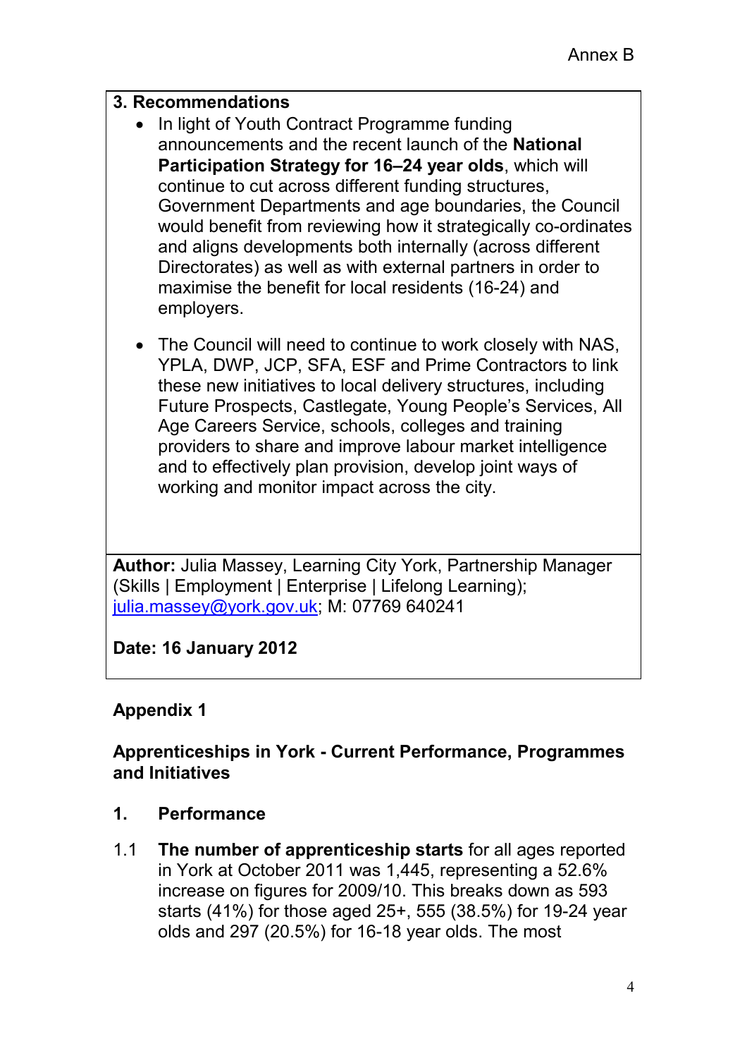Annex B

### 3. Recommendations

- In light of Youth Contract Programme funding announcements and the recent launch of the **National Participation Strategy for 16–24 year olds**, which will continue to cut across different funding structures, Government Departments and age boundaries, the Council would benefit from reviewing how it strategically co-ordinates and aligns developments both internally (across different Directorates) as well as with external partners in order to maximise the benefit for local residents (16-24) and employers.

- The Council will need to continue to work closely with NAS, YPLA, DWP, JCP, SFA, ESF and Prime Contractors to link these new initiatives to local delivery structures, including Future Prospects, Castlegate, Young People's Services, All Age Careers Service, schools, colleges and training providers to share and improve labour market intelligence and to effectively plan provision, develop joint ways of working and monitor impact across the city.

**Author:** Julia Massey, Learning City York, Partnership Manager (Skills | Employment | Enterprise | Lifelong Learning); julia.massey@york.gov.uk; M: 07769 640241

**Date: 16 January 2012**

## Appendix 1

## Apprenticeships in York - Current Performance, Programmes and Initiatives

### 1. Performance

1.1 **The number of apprenticeship starts** for all ages reported in York at October 2011 was 1,445, representing a 52.6% increase on figures for 2009/10. This breaks down as 593 starts (41%) for those aged 25+, 555 (38.5%) for 19-24 year olds and 297 (20.5%) for 16-18 year olds. The most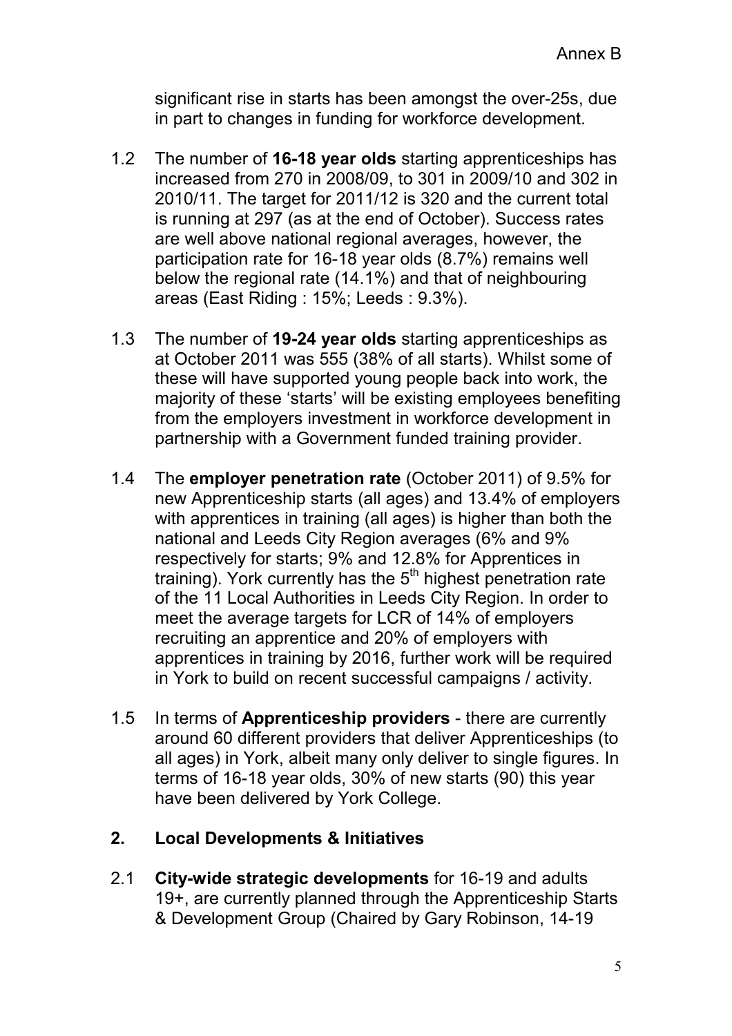significant rise in starts has been amongst the over-25s, due in part to changes in funding for workforce development.

1.2 The number of **16-18 year olds** starting apprenticeships has increased from 270 in 2008/09, to 301 in 2009/10 and 302 in 2010/11. The target for 2011/12 is 320 and the current total is running at 297 (as at the end of October). Success rates are well above national regional averages, however, the participation rate for 16-18 year olds (8.7%) remains well below the regional rate (14.1%) and that of neighbouring areas (East Riding : 15%; Leeds : 9.3%).

1.3 The number of **19-24 year olds** starting apprenticeships as at October 2011 was 555 (38% of all starts). Whilst some of these will have supported young people back into work, the majority of these 'starts' will be existing employees benefiting from the employers investment in workforce development in partnership with a Government funded training provider.

1.4 The **employer penetration rate** (October 2011) of 9.5% for new Apprenticeship starts (all ages) and 13.4% of employers with apprentices in training (all ages) is higher than both the national and Leeds City Region averages (6% and 9% respectively for starts; 9% and 12.8% for Apprentices in training). York currently has the 5th highest penetration rate of the 11 Local Authorities in Leeds City Region. In order to meet the average targets for LCR of 14% of employers recruiting an apprentice and 20% of employers with apprentices in training by 2016, further work will be required in York to build on recent successful campaigns / activity.

1.5 In terms of **Apprenticeship providers** - there are currently around 60 different providers that deliver Apprenticeships (to all ages) in York, albeit many only deliver to single figures. In terms of 16-18 year olds, 30% of new starts (90) this year have been delivered by York College.

## 2. Local Developments & Initiatives

2.1 **City-wide strategic developments** for 16-19 and adults 19+, are currently planned through the Apprenticeship Starts & Development Group (Chaired by Gary Robinson, 14-19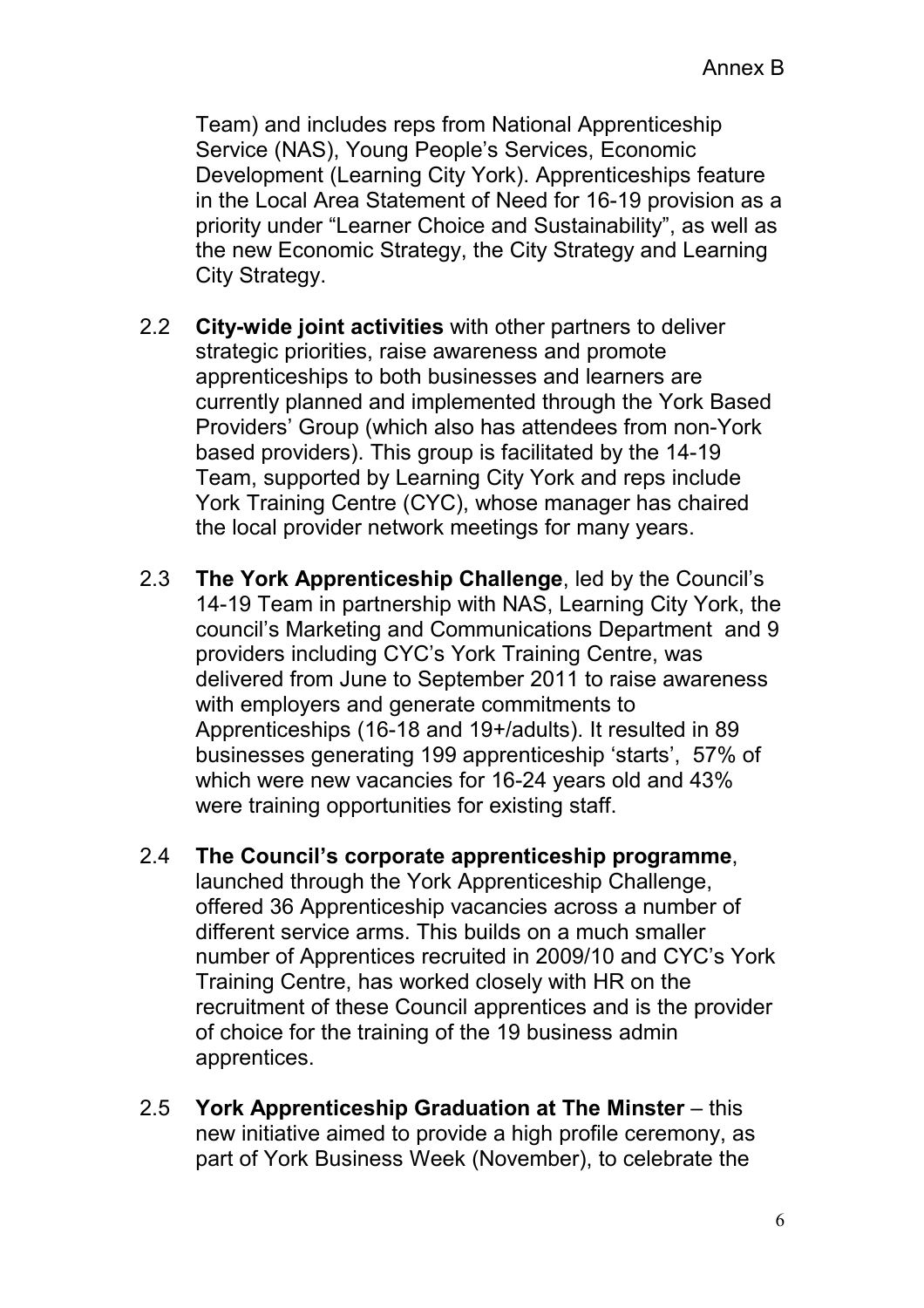Team) and includes reps from National Apprenticeship Service (NAS), Young People's Services, Economic Development (Learning City York). Apprenticeships feature in the Local Area Statement of Need for 16-19 provision as a priority under "Learner Choice and Sustainability", as well as the new Economic Strategy, the City Strategy and Learning City Strategy.

2.2 **City-wide joint activities** with other partners to deliver strategic priorities, raise awareness and promote apprenticeships to both businesses and learners are currently planned and implemented through the York Based Providers' Group (which also has attendees from non-York based providers). This group is facilitated by the 14-19 Team, supported by Learning City York and reps include York Training Centre (CYC), whose manager has chaired the local provider network meetings for many years.

2.3 **The York Apprenticeship Challenge**, led by the Council's 14-19 Team in partnership with NAS, Learning City York, the council's Marketing and Communications Department and 9 providers including CYC's York Training Centre, was delivered from June to September 2011 to raise awareness with employers and generate commitments to Apprenticeships (16-18 and 19+/adults). It resulted in 89 businesses generating 199 apprenticeship 'starts', 57% of which were new vacancies for 16-24 years old and 43% were training opportunities for existing staff.

2.4 **The Council's corporate apprenticeship programme**, launched through the York Apprenticeship Challenge, offered 36 Apprenticeship vacancies across a number of different service arms. This builds on a much smaller number of Apprentices recruited in 2009/10 and CYC's York Training Centre, has worked closely with HR on the recruitment of these Council apprentices and is the provider of choice for the training of the 19 business admin apprentices.

2.5 **York Apprenticeship Graduation at The Minster** – this new initiative aimed to provide a high profile ceremony, as part of York Business Week (November), to celebrate the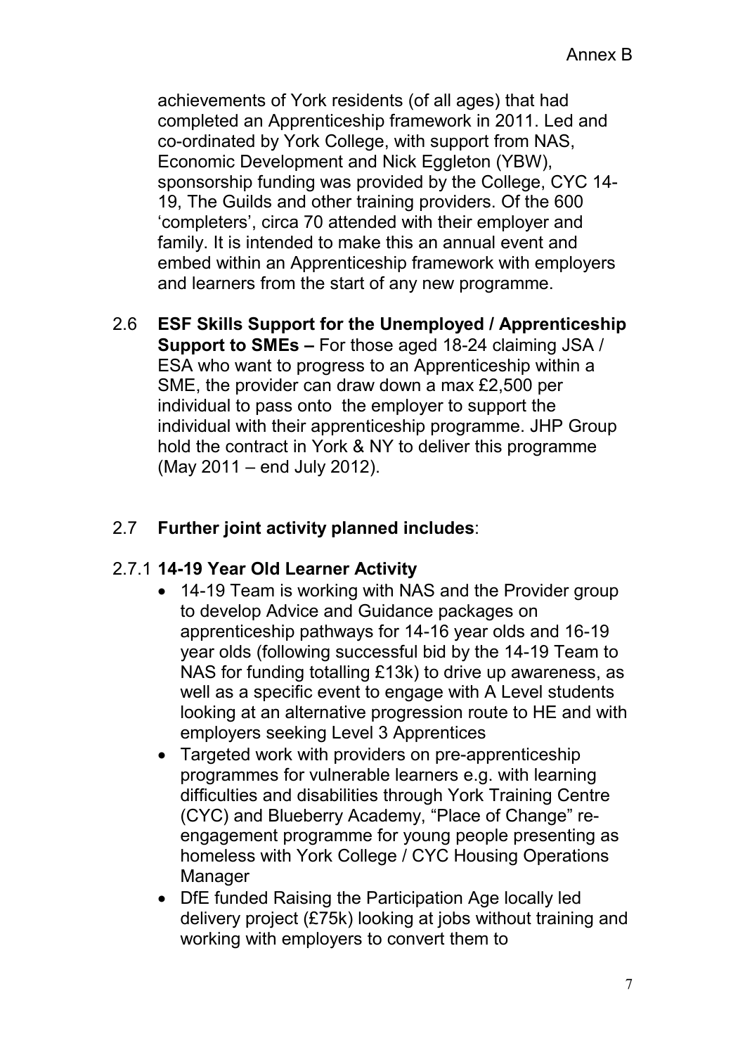achievements of York residents (of all ages) that had completed an Apprenticeship framework in 2011. Led and co-ordinated by York College, with support from NAS, Economic Development and Nick Eggleton (YBW), sponsorship funding was provided by the College, CYC 14-19, The Guilds and other training providers. Of the 600 'completers', circa 70 attended with their employer and family. It is intended to make this an annual event and embed within an Apprenticeship framework with employers and learners from the start of any new programme.

2.6 **ESF Skills Support for the Unemployed / Apprenticeship Support to SMEs –** For those aged 18-24 claiming JSA / ESA who want to progress to an Apprenticeship within a SME, the provider can draw down a max £2,500 per individual to pass onto the employer to support the individual with their apprenticeship programme. JHP Group hold the contract in York & NY to deliver this programme (May 2011 – end July 2012).

2.7 **Further joint activity planned includes**:

2.7.1 **14-19 Year Old Learner Activity**

- 14-19 Team is working with NAS and the Provider group to develop Advice and Guidance packages on apprenticeship pathways for 14-16 year olds and 16-19 year olds (following successful bid by the 14-19 Team to NAS for funding totalling £13k) to drive up awareness, as well as a specific event to engage with A Level students looking at an alternative progression route to HE and with employers seeking Level 3 Apprentices
- Targeted work with providers on pre-apprenticeship programmes for vulnerable learners e.g. with learning difficulties and disabilities through York Training Centre (CYC) and Blueberry Academy, "Place of Change" re-engagement programme for young people presenting as homeless with York College / CYC Housing Operations Manager
- DfE funded Raising the Participation Age locally led delivery project (£75k) looking at jobs without training and working with employers to convert them to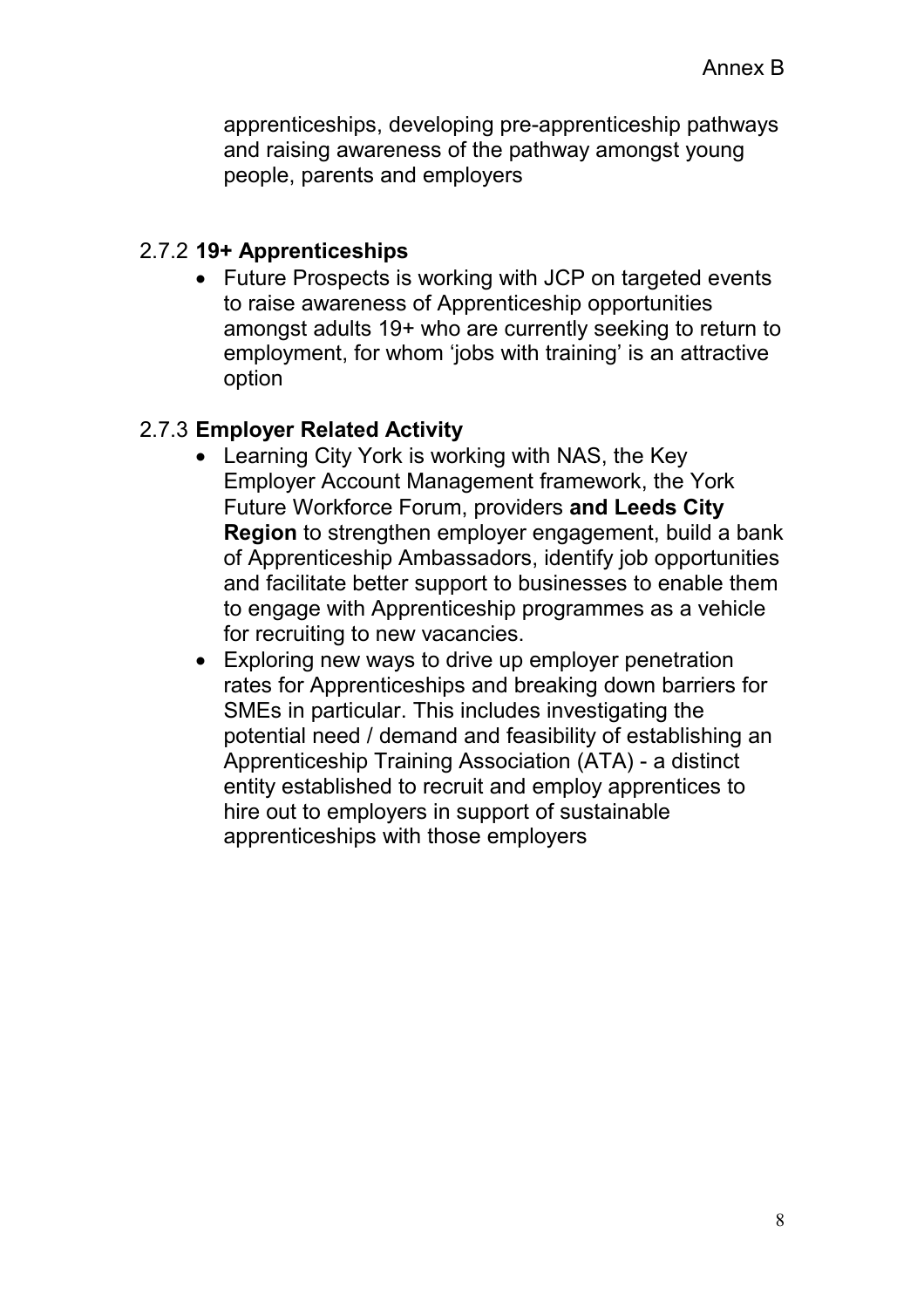apprenticeships, developing pre-apprenticeship pathways and raising awareness of the pathway amongst young people, parents and employers

2.7.2 **19+ Apprenticeships**

- Future Prospects is working with JCP on targeted events to raise awareness of Apprenticeship opportunities amongst adults 19+ who are currently seeking to return to employment, for whom 'jobs with training' is an attractive option

2.7.3 **Employer Related Activity**

- Learning City York is working with NAS, the Key Employer Account Management framework, the York Future Workforce Forum, providers **and Leeds City Region** to strengthen employer engagement, build a bank of Apprenticeship Ambassadors, identify job opportunities and facilitate better support to businesses to enable them to engage with Apprenticeship programmes as a vehicle for recruiting to new vacancies.
- Exploring new ways to drive up employer penetration rates for Apprenticeships and breaking down barriers for SMEs in particular. This includes investigating the potential need / demand and feasibility of establishing an Apprenticeship Training Association (ATA) - a distinct entity established to recruit and employ apprentices to hire out to employers in support of sustainable apprenticeships with those employers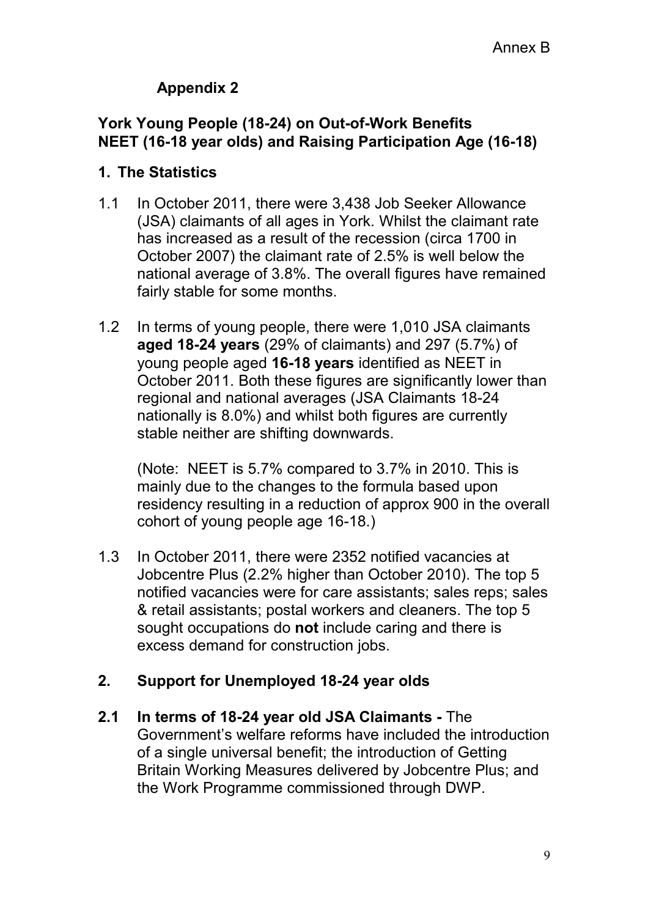Annex B

## Appendix 2

## York Young People (18-24) on Out-of-Work Benefits NEET (16-18 year olds) and Raising Participation Age (16-18)

### 1. The Statistics

1.1 In October 2011, there were 3,438 Job Seeker Allowance (JSA) claimants of all ages in York. Whilst the claimant rate has increased as a result of the recession (circa 1700 in October 2007) the claimant rate of 2.5% is well below the national average of 3.8%. The overall figures have remained fairly stable for some months.

1.2 In terms of young people, there were 1,010 JSA claimants **aged 18-24 years** (29% of claimants) and 297 (5.7%) of young people aged **16-18 years** identified as NEET in October 2011. Both these figures are significantly lower than regional and national averages (JSA Claimants 18-24 nationally is 8.0%) and whilst both figures are currently stable neither are shifting downwards.

(Note: NEET is 5.7% compared to 3.7% in 2010. This is mainly due to the changes to the formula based upon residency resulting in a reduction of approx 900 in the overall cohort of young people age 16-18.)

1.3 In October 2011, there were 2352 notified vacancies at Jobcentre Plus (2.2% higher than October 2010). The top 5 notified vacancies were for care assistants; sales reps; sales & retail assistants; postal workers and cleaners. The top 5 sought occupations do **not** include caring and there is excess demand for construction jobs.

### 2. Support for Unemployed 18-24 year olds

**2.1 In terms of 18-24 year old JSA Claimants -** The Government's welfare reforms have included the introduction of a single universal benefit; the introduction of Getting Britain Working Measures delivered by Jobcentre Plus; and the Work Programme commissioned through DWP.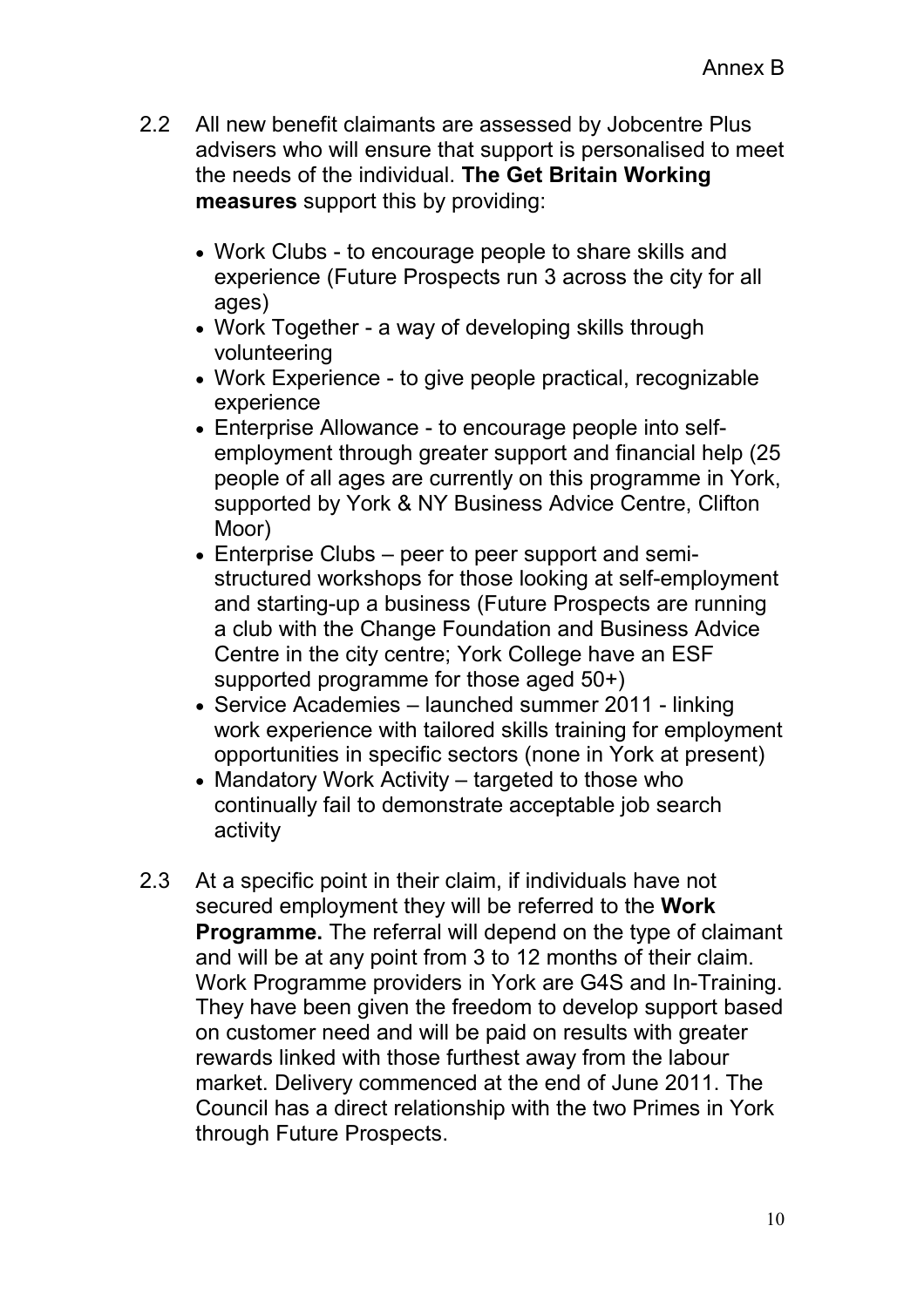2.2 All new benefit claimants are assessed by Jobcentre Plus advisers who will ensure that support is personalised to meet the needs of the individual. **The Get Britain Working measures** support this by providing:

- Work Clubs - to encourage people to share skills and experience (Future Prospects run 3 across the city for all ages)
- Work Together - a way of developing skills through volunteering
- Work Experience - to give people practical, recognizable experience
- Enterprise Allowance - to encourage people into self-employment through greater support and financial help (25 people of all ages are currently on this programme in York, supported by York & NY Business Advice Centre, Clifton Moor)
- Enterprise Clubs – peer to peer support and semi-structured workshops for those looking at self-employment and starting-up a business (Future Prospects are running a club with the Change Foundation and Business Advice Centre in the city centre; York College have an ESF supported programme for those aged 50+)
- Service Academies – launched summer 2011 - linking work experience with tailored skills training for employment opportunities in specific sectors (none in York at present)
- Mandatory Work Activity – targeted to those who continually fail to demonstrate acceptable job search activity

2.3 At a specific point in their claim, if individuals have not secured employment they will be referred to the **Work Programme.** The referral will depend on the type of claimant and will be at any point from 3 to 12 months of their claim. Work Programme providers in York are G4S and In-Training. They have been given the freedom to develop support based on customer need and will be paid on results with greater rewards linked with those furthest away from the labour market. Delivery commenced at the end of June 2011. The Council has a direct relationship with the two Primes in York through Future Prospects.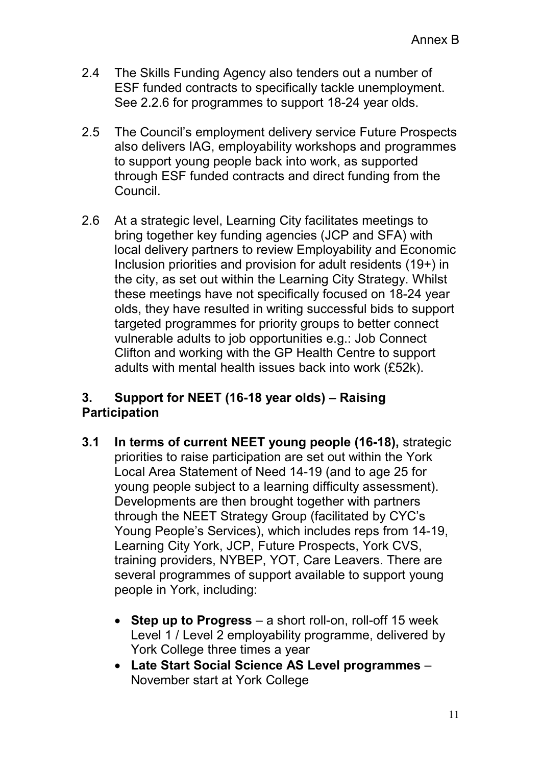2.4 The Skills Funding Agency also tenders out a number of ESF funded contracts to specifically tackle unemployment. See 2.2.6 for programmes to support 18-24 year olds.

2.5 The Council's employment delivery service Future Prospects also delivers IAG, employability workshops and programmes to support young people back into work, as supported through ESF funded contracts and direct funding from the Council.

2.6 At a strategic level, Learning City facilitates meetings to bring together key funding agencies (JCP and SFA) with local delivery partners to review Employability and Economic Inclusion priorities and provision for adult residents (19+) in the city, as set out within the Learning City Strategy. Whilst these meetings have not specifically focused on 18-24 year olds, they have resulted in writing successful bids to support targeted programmes for priority groups to better connect vulnerable adults to job opportunities e.g.: Job Connect Clifton and working with the GP Health Centre to support adults with mental health issues back into work (£52k).

## 3. Support for NEET (16-18 year olds) – Raising Participation

**3.1 In terms of current NEET young people (16-18),** strategic priorities to raise participation are set out within the York Local Area Statement of Need 14-19 (and to age 25 for young people subject to a learning difficulty assessment). Developments are then brought together with partners through the NEET Strategy Group (facilitated by CYC's Young People's Services), which includes reps from 14-19, Learning City York, JCP, Future Prospects, York CVS, training providers, NYBEP, YOT, Care Leavers. There are several programmes of support available to support young people in York, including:

- **Step up to Progress** – a short roll-on, roll-off 15 week Level 1 / Level 2 employability programme, delivered by York College three times a year
- **Late Start Social Science AS Level programmes** – November start at York College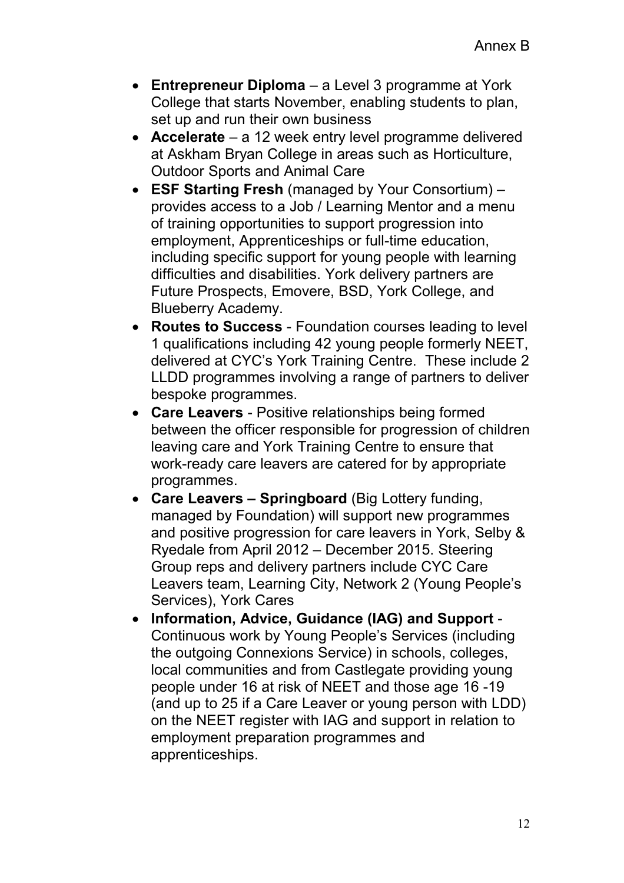- **Entrepreneur Diploma** – a Level 3 programme at York College that starts November, enabling students to plan, set up and run their own business
- **Accelerate** – a 12 week entry level programme delivered at Askham Bryan College in areas such as Horticulture, Outdoor Sports and Animal Care
- **ESF Starting Fresh** (managed by Your Consortium) – provides access to a Job / Learning Mentor and a menu of training opportunities to support progression into employment, Apprenticeships or full-time education, including specific support for young people with learning difficulties and disabilities. York delivery partners are Future Prospects, Emovere, BSD, York College, and Blueberry Academy.
- **Routes to Success** - Foundation courses leading to level 1 qualifications including 42 young people formerly NEET, delivered at CYC's York Training Centre. These include 2 LLDD programmes involving a range of partners to deliver bespoke programmes.
- **Care Leavers** - Positive relationships being formed between the officer responsible for progression of children leaving care and York Training Centre to ensure that work-ready care leavers are catered for by appropriate programmes.
- **Care Leavers – Springboard** (Big Lottery funding, managed by Foundation) will support new programmes and positive progression for care leavers in York, Selby & Ryedale from April 2012 – December 2015. Steering Group reps and delivery partners include CYC Care Leavers team, Learning City, Network 2 (Young People's Services), York Cares
- **Information, Advice, Guidance (IAG) and Support** - Continuous work by Young People's Services (including the outgoing Connexions Service) in schools, colleges, local communities and from Castlegate providing young people under 16 at risk of NEET and those age 16 -19 (and up to 25 if a Care Leaver or young person with LDD) on the NEET register with IAG and support in relation to employment preparation programmes and apprenticeships.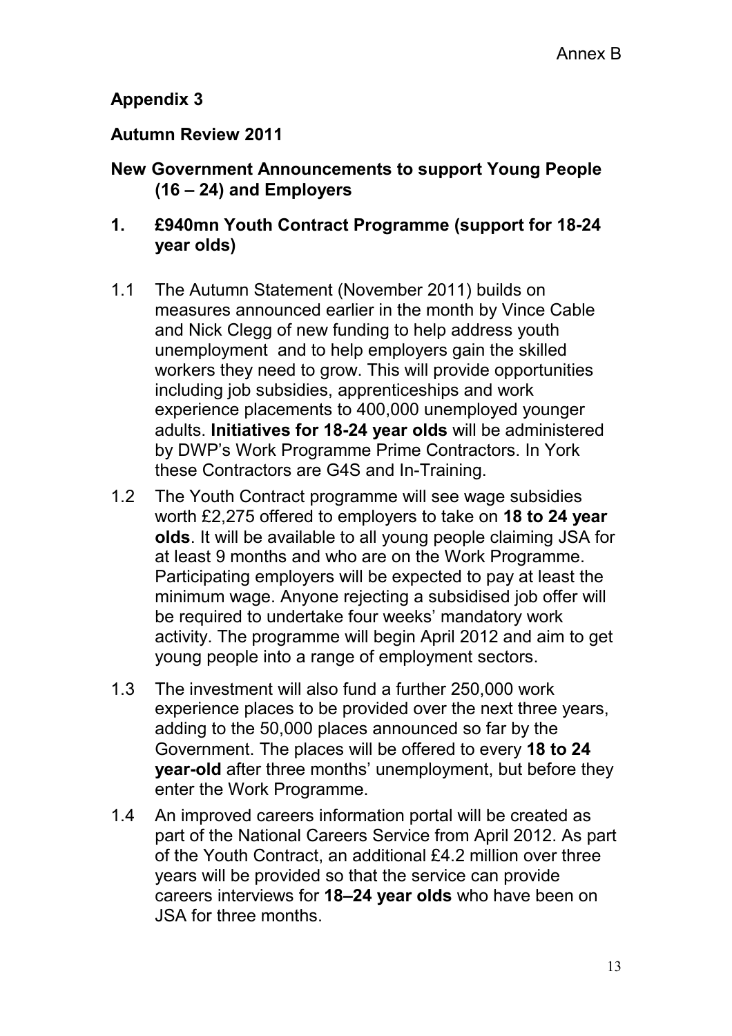Annex B

**Appendix 3**

**Autumn Review 2011**

**New Government Announcements to support Young People (16 – 24) and Employers**

## 1. £940mn Youth Contract Programme (support for 18-24 year olds)

1.1 The Autumn Statement (November 2011) builds on measures announced earlier in the month by Vince Cable and Nick Clegg of new funding to help address youth unemployment and to help employers gain the skilled workers they need to grow. This will provide opportunities including job subsidies, apprenticeships and work experience placements to 400,000 unemployed younger adults. **Initiatives for 18-24 year olds** will be administered by DWP's Work Programme Prime Contractors. In York these Contractors are G4S and In-Training.

1.2 The Youth Contract programme will see wage subsidies worth £2,275 offered to employers to take on **18 to 24 year olds**. It will be available to all young people claiming JSA for at least 9 months and who are on the Work Programme. Participating employers will be expected to pay at least the minimum wage. Anyone rejecting a subsidised job offer will be required to undertake four weeks' mandatory work activity. The programme will begin April 2012 and aim to get young people into a range of employment sectors.

1.3 The investment will also fund a further 250,000 work experience places to be provided over the next three years, adding to the 50,000 places announced so far by the Government. The places will be offered to every **18 to 24 year-old** after three months' unemployment, but before they enter the Work Programme.

1.4 An improved careers information portal will be created as part of the National Careers Service from April 2012. As part of the Youth Contract, an additional £4.2 million over three years will be provided so that the service can provide careers interviews for **18–24 year olds** who have been on JSA for three months.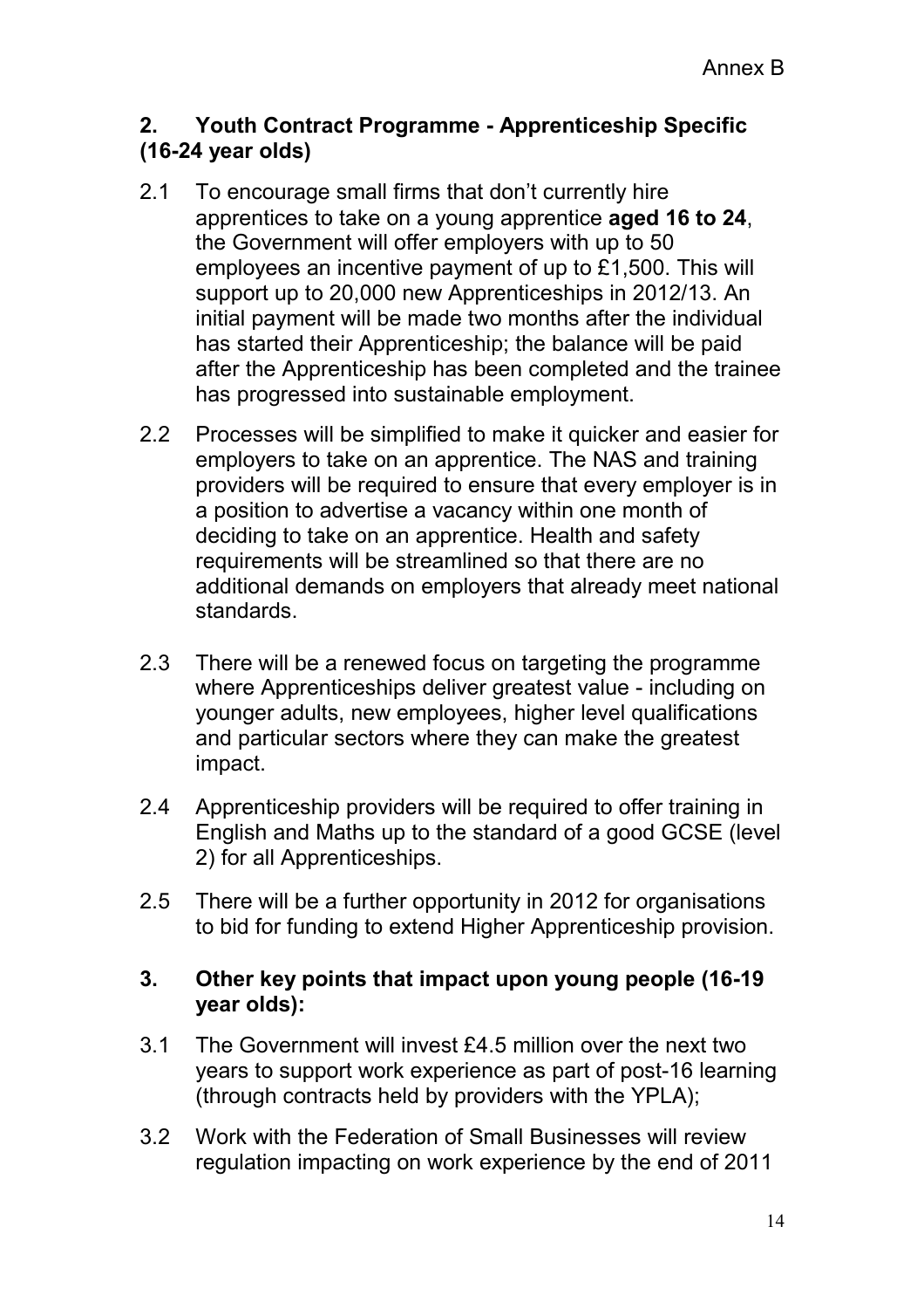Annex B

## 2. Youth Contract Programme - Apprenticeship Specific (16-24 year olds)

2.1 To encourage small firms that don't currently hire apprentices to take on a young apprentice **aged 16 to 24**, the Government will offer employers with up to 50 employees an incentive payment of up to £1,500. This will support up to 20,000 new Apprenticeships in 2012/13. An initial payment will be made two months after the individual has started their Apprenticeship; the balance will be paid after the Apprenticeship has been completed and the trainee has progressed into sustainable employment.

2.2 Processes will be simplified to make it quicker and easier for employers to take on an apprentice. The NAS and training providers will be required to ensure that every employer is in a position to advertise a vacancy within one month of deciding to take on an apprentice. Health and safety requirements will be streamlined so that there are no additional demands on employers that already meet national standards.

2.3 There will be a renewed focus on targeting the programme where Apprenticeships deliver greatest value - including on younger adults, new employees, higher level qualifications and particular sectors where they can make the greatest impact.

2.4 Apprenticeship providers will be required to offer training in English and Maths up to the standard of a good GCSE (level 2) for all Apprenticeships.

2.5 There will be a further opportunity in 2012 for organisations to bid for funding to extend Higher Apprenticeship provision.

## 3. Other key points that impact upon young people (16-19 year olds):

3.1 The Government will invest £4.5 million over the next two years to support work experience as part of post-16 learning (through contracts held by providers with the YPLA);

3.2 Work with the Federation of Small Businesses will review regulation impacting on work experience by the end of 2011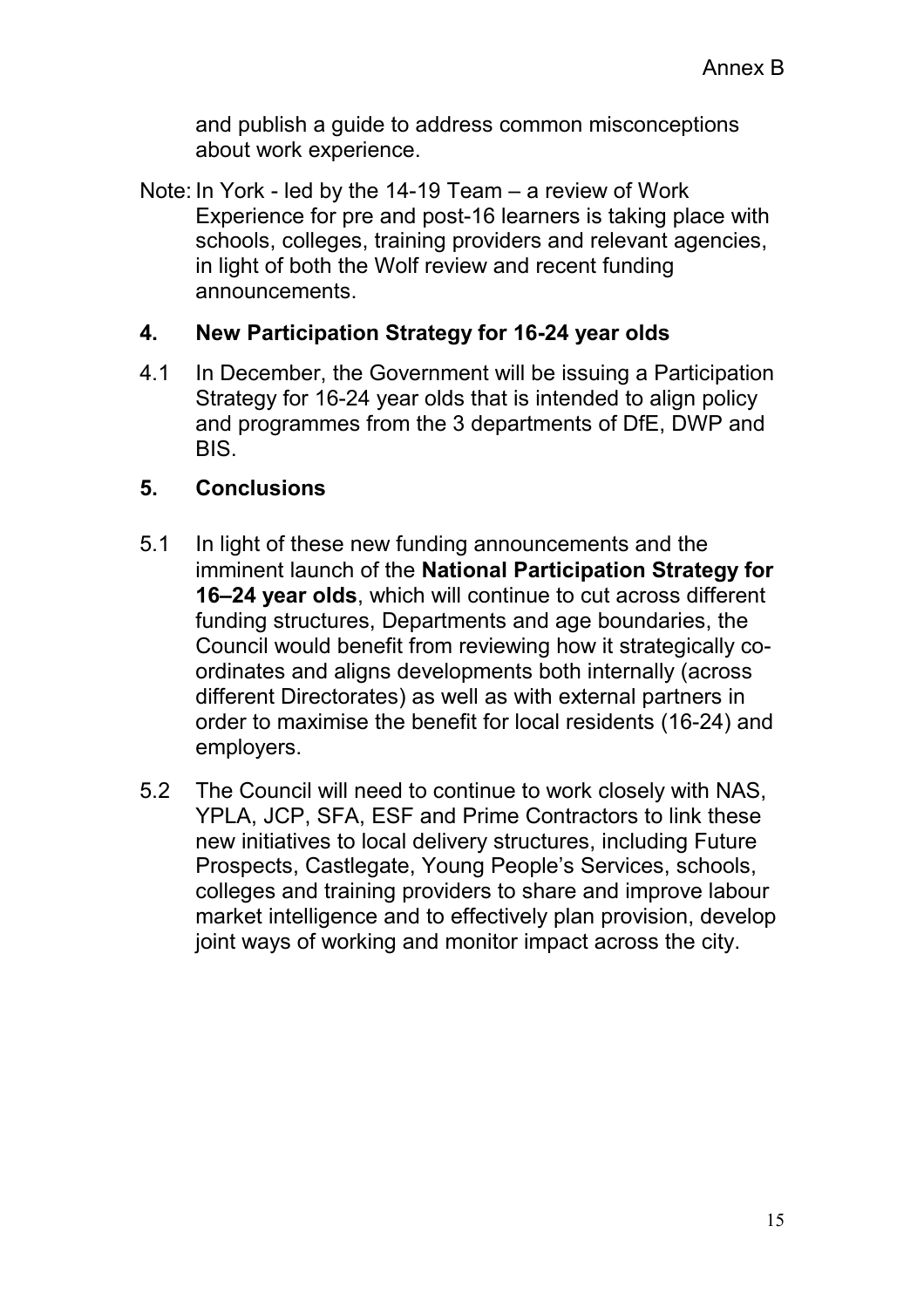and publish a guide to address common misconceptions about work experience.

Note: In York - led by the 14-19 Team – a review of Work Experience for pre and post-16 learners is taking place with schools, colleges, training providers and relevant agencies, in light of both the Wolf review and recent funding announcements.

## 4. New Participation Strategy for 16-24 year olds

4.1 In December, the Government will be issuing a Participation Strategy for 16-24 year olds that is intended to align policy and programmes from the 3 departments of DfE, DWP and BIS.

## 5. Conclusions

5.1 In light of these new funding announcements and the imminent launch of the **National Participation Strategy for 16–24 year olds**, which will continue to cut across different funding structures, Departments and age boundaries, the Council would benefit from reviewing how it strategically co-ordinates and aligns developments both internally (across different Directorates) as well as with external partners in order to maximise the benefit for local residents (16-24) and employers.

5.2 The Council will need to continue to work closely with NAS, YPLA, JCP, SFA, ESF and Prime Contractors to link these new initiatives to local delivery structures, including Future Prospects, Castlegate, Young People's Services, schools, colleges and training providers to share and improve labour market intelligence and to effectively plan provision, develop joint ways of working and monitor impact across the city.